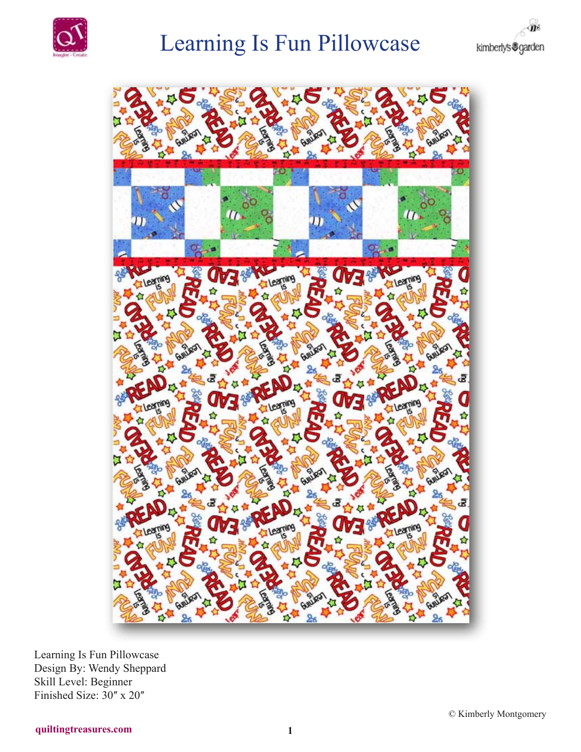# Learning Is Fun Pillowcase

Learning Is Fun Pillowcase
Design By: Wendy Sheppard
Skill Level: Beginner
Finished Size: 30″ x 20″

© Kimberly Montgomery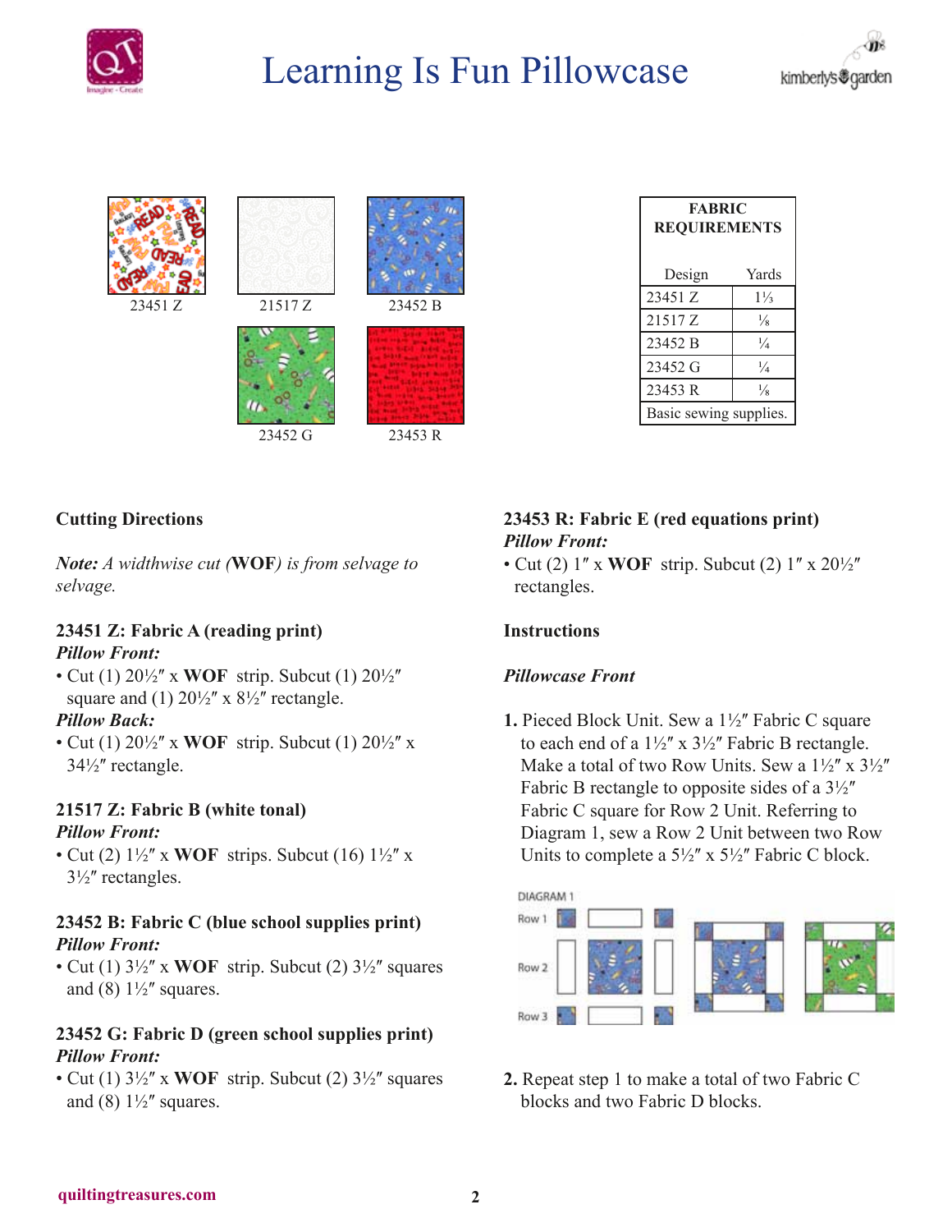# Learning Is Fun Pillowcase

23451 Z  21517 Z  23452 B

23452 G  23453 R

| FABRIC REQUIREMENTS | |
|---|---|
| Design | Yards |
| 23451 Z | 1⅓ |
| 21517 Z | ⅛ |
| 23452 B | ¼ |
| 23452 G | ¼ |
| 23453 R | ⅛ |
| Basic sewing supplies. | |

### Cutting Directions

***Note:** A widthwise cut (**WOF**) is from selvage to selvage.*

**23451 Z: Fabric A (reading print)**
***Pillow Front:***
- Cut (1) 20½″ x **WOF** strip. Subcut (1) 20½″ square and (1) 20½″ x 8½″ rectangle.

***Pillow Back:***
- Cut (1) 20½″ x **WOF** strip. Subcut (1) 20½″ x 34½″ rectangle.

**21517 Z: Fabric B (white tonal)**
***Pillow Front:***
- Cut (2) 1½″ x **WOF** strips. Subcut (16) 1½″ x 3½″ rectangles.

**23452 B: Fabric C (blue school supplies print)**
***Pillow Front:***
- Cut (1) 3½″ x **WOF** strip. Subcut (2) 3½″ squares and (8) 1½″ squares.

**23452 G: Fabric D (green school supplies print)**
***Pillow Front:***
- Cut (1) 3½″ x **WOF** strip. Subcut (2) 3½″ squares and (8) 1½″ squares.

**23453 R: Fabric E (red equations print)**
***Pillow Front:***
- Cut (2) 1″ x **WOF** strip. Subcut (2) 1″ x 20½″ rectangles.

### Instructions

***Pillowcase Front***

**1.** Pieced Block Unit. Sew a 1½″ Fabric C square to each end of a 1½″ x 3½″ Fabric B rectangle. Make a total of two Row Units. Sew a 1½″ x 3½″ Fabric B rectangle to opposite sides of a 3½″ Fabric C square for Row 2 Unit. Referring to Diagram 1, sew a Row 2 Unit between two Row Units to complete a 5½″ x 5½″ Fabric C block.

DIAGRAM 1

Row 1

Row 2

Row 3

**2.** Repeat step 1 to make a total of two Fabric C blocks and two Fabric D blocks.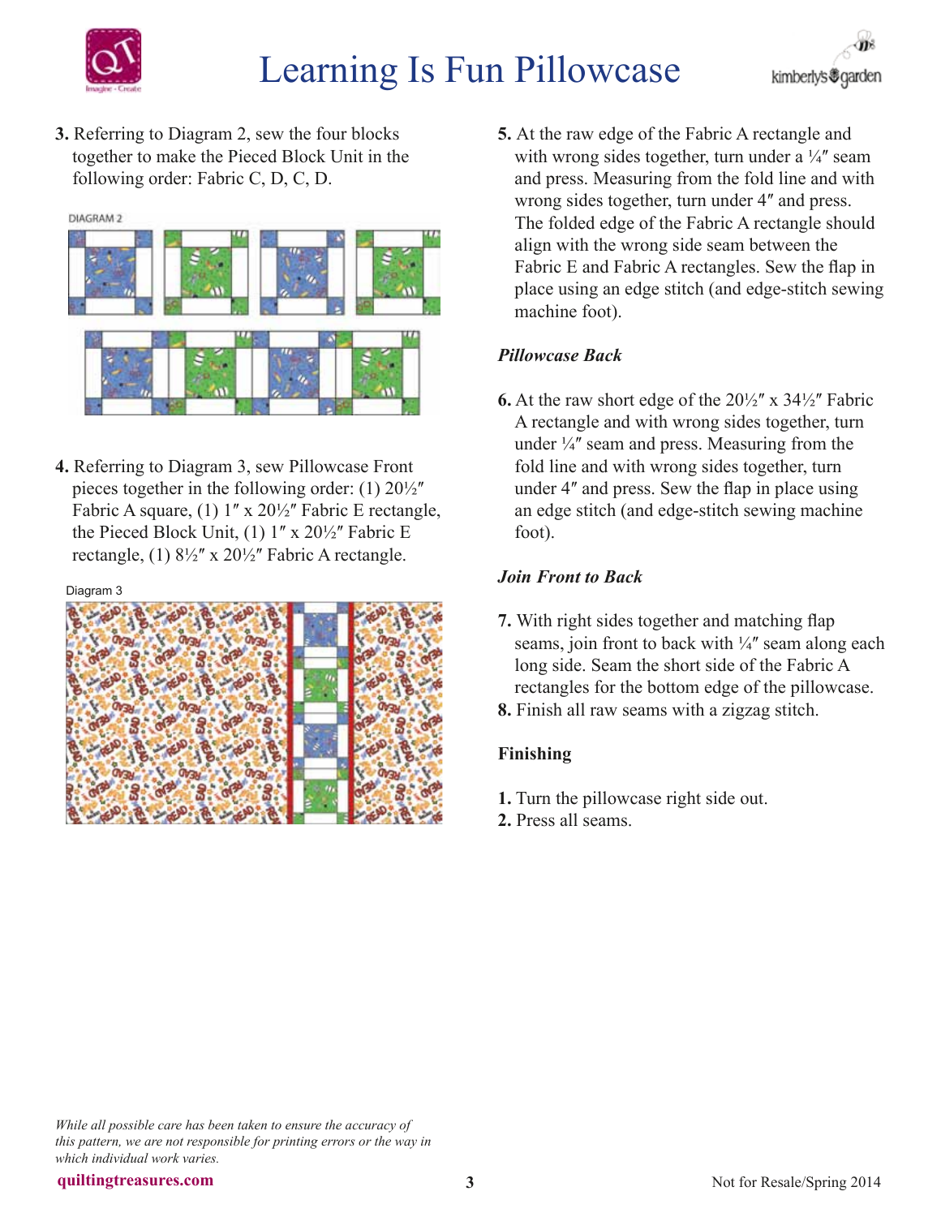# Learning Is Fun Pillowcase

3. Referring to Diagram 2, sew the four blocks together to make the Pieced Block Unit in the following order: Fabric C, D, C, D.

DIAGRAM 2

4. Referring to Diagram 3, sew Pillowcase Front pieces together in the following order: (1) 20½″ Fabric A square, (1) 1″ x 20½″ Fabric E rectangle, the Pieced Block Unit, (1) 1″ x 20½″ Fabric E rectangle, (1) 8½″ x 20½″ Fabric A rectangle.

Diagram 3

5. At the raw edge of the Fabric A rectangle and with wrong sides together, turn under a ¼″ seam and press. Measuring from the fold line and with wrong sides together, turn under 4″ and press. The folded edge of the Fabric A rectangle should align with the wrong side seam between the Fabric E and Fabric A rectangles. Sew the flap in place using an edge stitch (and edge-stitch sewing machine foot).

### *Pillowcase Back*

6. At the raw short edge of the 20½″ x 34½″ Fabric A rectangle and with wrong sides together, turn under ¼″ seam and press. Measuring from the fold line and with wrong sides together, turn under 4″ and press. Sew the flap in place using an edge stitch (and edge-stitch sewing machine foot).

### *Join Front to Back*

7. With right sides together and matching flap seams, join front to back with ¼″ seam along each long side. Seam the short side of the Fabric A rectangles for the bottom edge of the pillowcase.
8. Finish all raw seams with a zigzag stitch.

### Finishing

1. Turn the pillowcase right side out.
2. Press all seams.

*While all possible care has been taken to ensure the accuracy of this pattern, we are not responsible for printing errors or the way in which individual work varies.*

**quiltingtreasures.com**

Not for Resale/Spring 2014